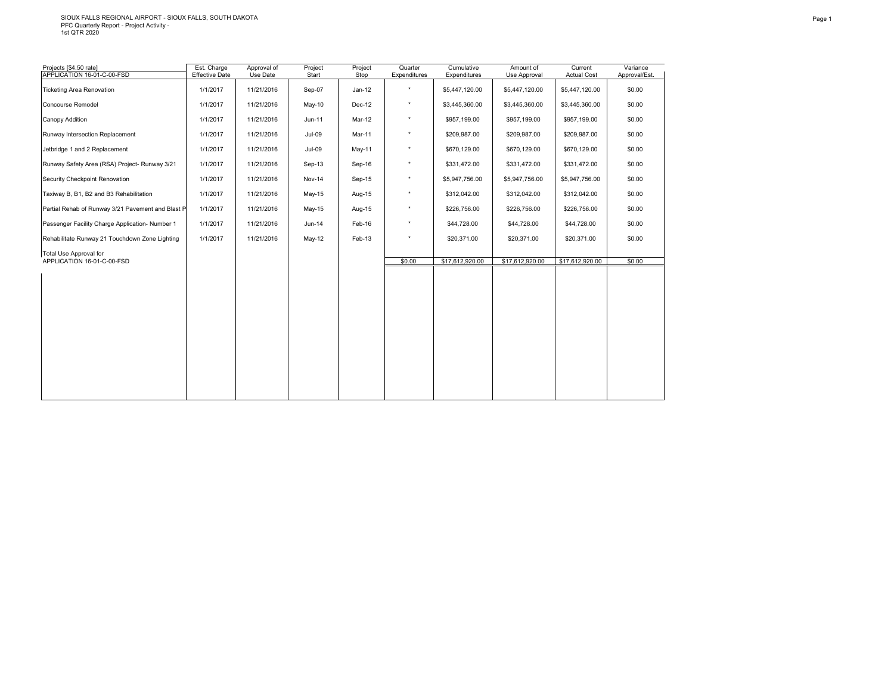SIOUX FALLS REGIONAL AIRPORT - SIOUX FALLS, SOUTH DAKOTA
PFC Quarterly Report - Project Activity -
1st QTR 2020

| Projects [$4.50 rate] APPLICATION 16-01-C-00-FSD | Est. Charge Effective Date | Approval of Use Date | Project Start | Project Stop | Quarter Expenditures | Cumulative Expenditures | Amount of Use Approval | Current Actual Cost | Variance Approval/Est. |
|---|---|---|---|---|---|---|---|---|---|
| Ticketing Area Renovation | 1/1/2017 | 11/21/2016 | Sep-07 | Jan-12 | * | $5,447,120.00 | $5,447,120.00 | $5,447,120.00 | $0.00 |
| Concourse Remodel | 1/1/2017 | 11/21/2016 | May-10 | Dec-12 | * | $3,445,360.00 | $3,445,360.00 | $3,445,360.00 | $0.00 |
| Canopy Addition | 1/1/2017 | 11/21/2016 | Jun-11 | Mar-12 | * | $957,199.00 | $957,199.00 | $957,199.00 | $0.00 |
| Runway Intersection Replacement | 1/1/2017 | 11/21/2016 | Jul-09 | Mar-11 | * | $209,987.00 | $209,987.00 | $209,987.00 | $0.00 |
| Jetbridge 1 and 2 Replacement | 1/1/2017 | 11/21/2016 | Jul-09 | May-11 | * | $670,129.00 | $670,129.00 | $670,129.00 | $0.00 |
| Runway Safety Area (RSA) Project- Runway 3/21 | 1/1/2017 | 11/21/2016 | Sep-13 | Sep-16 | * | $331,472.00 | $331,472.00 | $331,472.00 | $0.00 |
| Security Checkpoint Renovation | 1/1/2017 | 11/21/2016 | Nov-14 | Sep-15 | * | $5,947,756.00 | $5,947,756.00 | $5,947,756.00 | $0.00 |
| Taxiway B, B1, B2 and B3 Rehabilitation | 1/1/2017 | 11/21/2016 | May-15 | Aug-15 | * | $312,042.00 | $312,042.00 | $312,042.00 | $0.00 |
| Partial Rehab of Runway 3/21 Pavement and Blast P | 1/1/2017 | 11/21/2016 | May-15 | Aug-15 | * | $226,756.00 | $226,756.00 | $226,756.00 | $0.00 |
| Passenger Facility Charge Application- Number 1 | 1/1/2017 | 11/21/2016 | Jun-14 | Feb-16 | * | $44,728.00 | $44,728.00 | $44,728.00 | $0.00 |
| Rehabilitate Runway 21 Touchdown Zone Lighting | 1/1/2017 | 11/21/2016 | May-12 | Feb-13 | * | $20,371.00 | $20,371.00 | $20,371.00 | $0.00 |
| Total Use Approval for APPLICATION 16-01-C-00-FSD | | | | | $0.00 | $17,612,920.00 | $17,612,920.00 | $17,612,920.00 | $0.00 |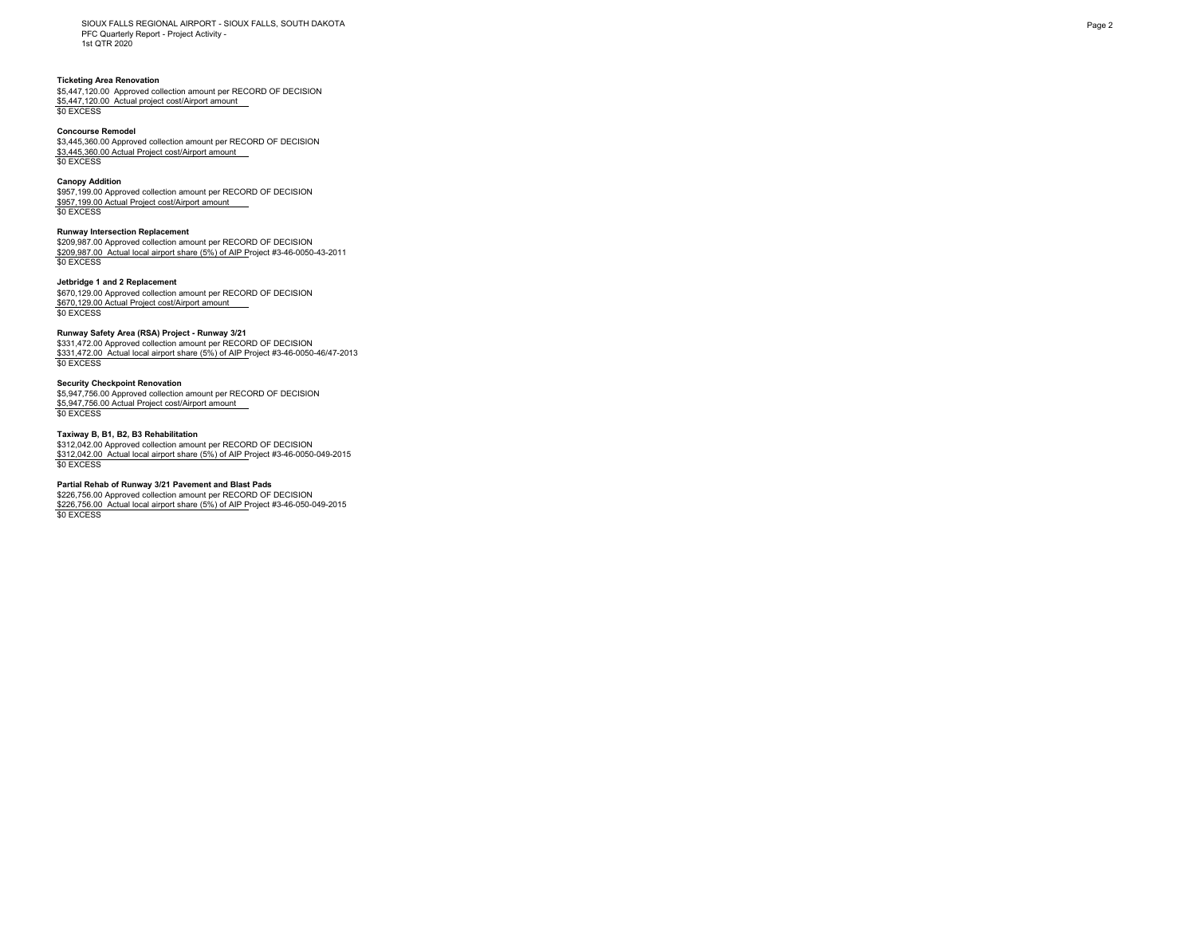SIOUX FALLS REGIONAL AIRPORT - SIOUX FALLS, SOUTH DAKOTA
PFC Quarterly Report - Project Activity -
1st QTR 2020

**Ticketing Area Renovation**
$5,447,120.00 Approved collection amount per RECORD OF DECISION
$5,447,120.00 Actual project cost/Airport amount
$0 EXCESS

**Concourse Remodel**
$3,445,360.00 Approved collection amount per RECORD OF DECISION
$3,445,360.00 Actual Project cost/Airport amount
$0 EXCESS

**Canopy Addition**
$957,199.00 Approved collection amount per RECORD OF DECISION
$957,199.00 Actual Project cost/Airport amount
$0 EXCESS

**Runway Intersection Replacement**
$209,987.00 Approved collection amount per RECORD OF DECISION
$209,987.00 Actual local airport share (5%) of AIP Project #3-46-0050-43-2011
$0 EXCESS

**Jetbridge 1 and 2 Replacement**
$670,129.00 Approved collection amount per RECORD OF DECISION
$670,129.00 Actual Project cost/Airport amount
$0 EXCESS

**Runway Safety Area (RSA) Project - Runway 3/21**
$331,472.00 Approved collection amount per RECORD OF DECISION
$331,472.00 Actual local airport share (5%) of AIP Project #3-46-0050-46/47-2013
$0 EXCESS

**Security Checkpoint Renovation**
$5,947,756.00 Approved collection amount per RECORD OF DECISION
$5,947,756.00 Actual Project cost/Airport amount
$0 EXCESS

**Taxiway B, B1, B2, B3 Rehabilitation**
$312,042.00 Approved collection amount per RECORD OF DECISION
$312,042.00 Actual local airport share (5%) of AIP Project #3-46-0050-049-2015
$0 EXCESS

**Partial Rehab of Runway 3/21 Pavement and Blast Pads**
$226,756.00 Approved collection amount per RECORD OF DECISION
$226,756.00 Actual local airport share (5%) of AIP Project #3-46-050-049-2015
$0 EXCESS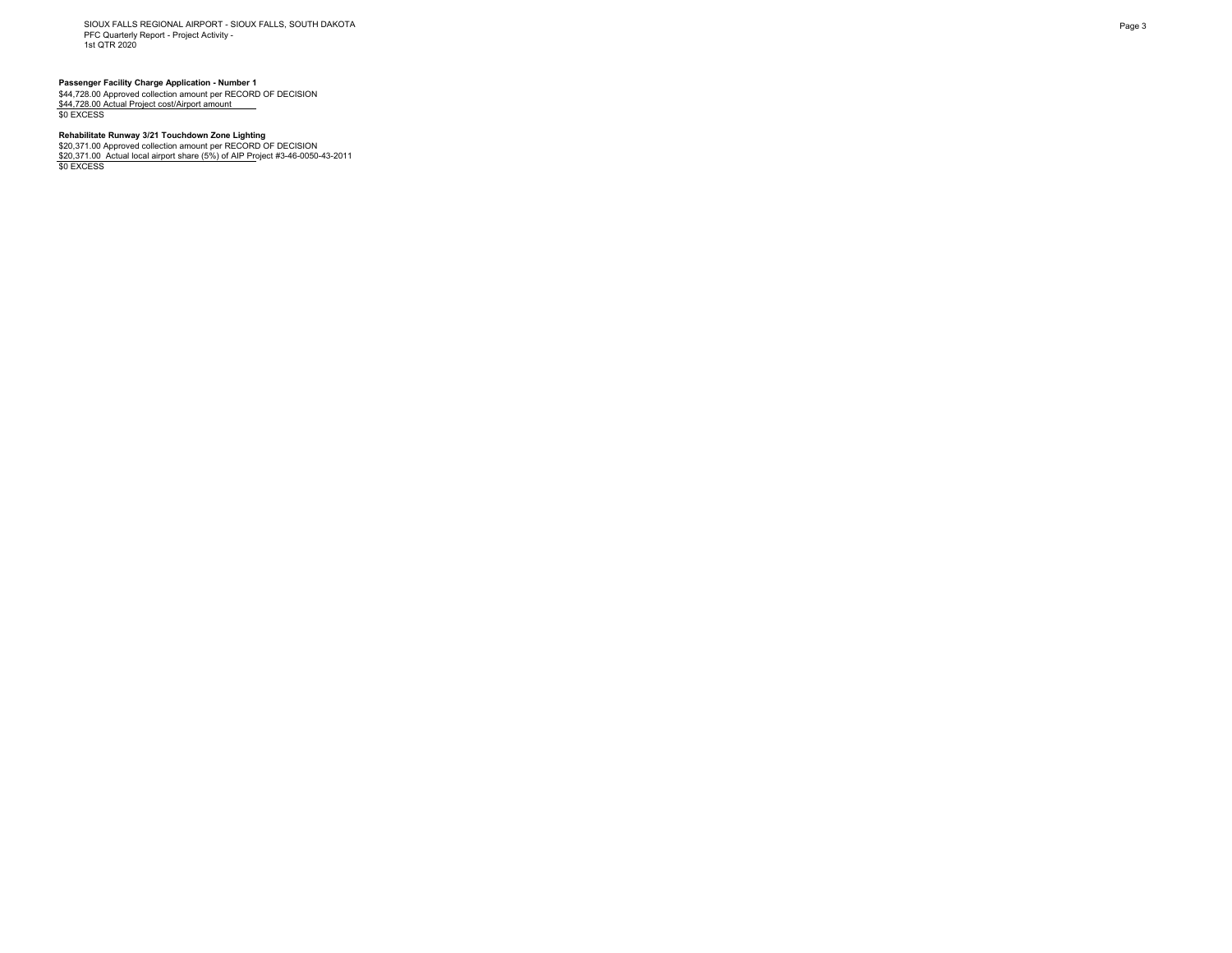**Passenger Facility Charge Application - Number 1**

$44,728.00 Approved collection amount per RECORD OF DECISION
$44,728.00 Actual Project cost/Airport amount
$0 EXCESS

**Rehabilitate Runway 3/21 Touchdown Zone Lighting**

$20,371.00 Approved collection amount per RECORD OF DECISION
$20,371.00 Actual local airport share (5%) of AIP Project #3-46-0050-43-2011
$0 EXCESS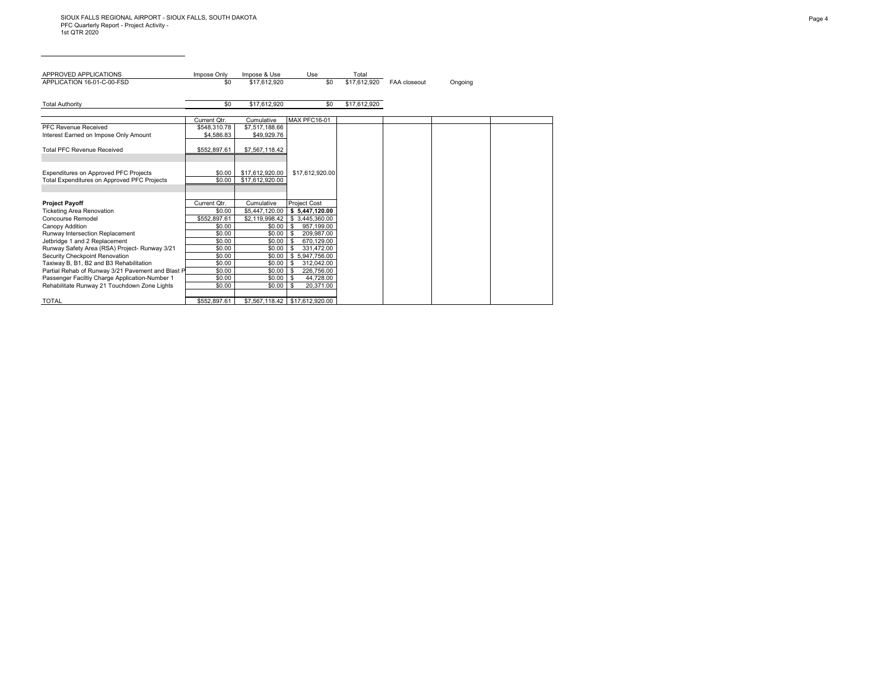SIOUX FALLS REGIONAL AIRPORT - SIOUX FALLS, SOUTH DAKOTA
PFC Quarterly Report - Project Activity -
1st QTR 2020

| APPROVED APPLICATIONS | Impose Only | Impose & Use | Use | Total | | |
|---|---|---|---|---|---|---|
| APPLICATION 16-01-C-00-FSD | $0 | $17,612,920 | $0 | $17,612,920 | FAA closeout | Ongoing |
| | | | | | | |
| Total Authority | $0 | $17,612,920 | $0 | $17,612,920 | | |

| | Current Qtr. | Cumulative | MAX PFC16-01 |
|---|---|---|---|
| PFC Revenue Received | $548,310.78 | $7,517,188.66 | |
| Interest Earned on Impose Only Amount | $4,586.83 | $49,929.76 | |
| Total PFC Revenue Received | $552,897.61 | $7,567,118.42 | |
| Expenditures on Approved PFC Projects | $0.00 | $17,612,920.00 | $17,612,920.00 |
| Total Expenditures on Approved PFC Projects | $0.00 | $17,612,920.00 | |

| **Project Payoff** | Current Qtr. | Cumulative | Project Cost |
|---|---|---|---|
| Ticketing Area Renovation | $0.00 | $5,447,120.00 | **$ 5,447,120.00** |
| Concourse Remodel | $552,897.61 | $2,119,998.42 | $ 3,445,360.00 |
| Canopy Addition | $0.00 | $0.00 | $ 957,199.00 |
| Runway Intersection Replacement | $0.00 | $0.00 | $ 209,987.00 |
| Jetbridge 1 and 2 Replacement | $0.00 | $0.00 | $ 670,129.00 |
| Runway Safety Area (RSA) Project- Runway 3/21 | $0.00 | $0.00 | $ 331,472.00 |
| Security Checkpoint Renovation | $0.00 | $0.00 | $ 5,947,756.00 |
| Taxiway B, B1, B2 and B3 Rehabilitation | $0.00 | $0.00 | $ 312,042.00 |
| Partial Rehab of Runway 3/21 Pavement and Blast P | $0.00 | $0.00 | $ 226,756.00 |
| Passenger Faciltiy Charge Application-Number 1 | $0.00 | $0.00 | $ 44,728.00 |
| Rehabilitate Runway 21 Touchdown Zone Lights | $0.00 | $0.00 | $ 20,371.00 |
| TOTAL | $552,897.61 | $7,567,118.42 | $17,612,920.00 |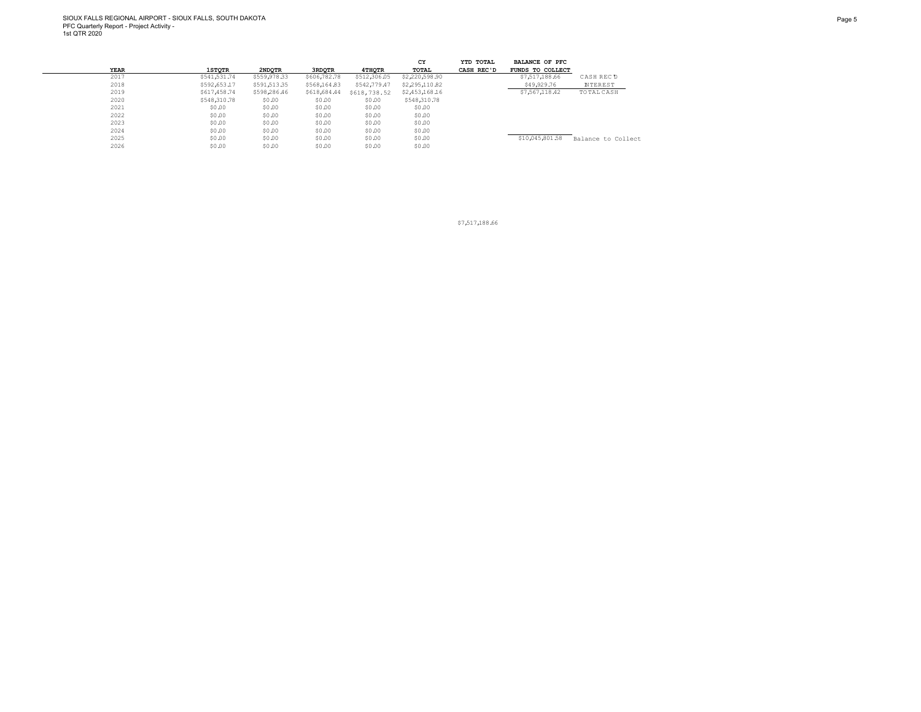SIOUX FALLS REGIONAL AIRPORT - SIOUX FALLS, SOUTH DAKOTA
PFC Quarterly Report - Project Activity -
1st QTR 2020

| YEAR | 1STQTR | 2NDQTR | 3RDQTR | 4THQTR | CY TOTAL | YTD TOTAL CASH REC'D | BALANCE OF PFC FUNDS TO COLLECT | |
|---|---|---|---|---|---|---|---|---|
| 2017 | $541,531.74 | $559,978.33 | $606,782.78 | $512,306.05 | $2,220,598.90 | | $7,517,188.66 | CASH REC'D |
| 2018 | $592,653.17 | $591,513.35 | $568,164.83 | $542,779.47 | $2,295,110.82 | | $49,929.76 | INTEREST |
| 2019 | $617,458.74 | $598,286.46 | $618,684.44 | $618,738.52 | $2,453,168.16 | | $7,567,118.42 | TOTAL CASH |
| 2020 | $548,310.78 | $0.00 | $0.00 | $0.00 | $548,310.78 | | | |
| 2021 | $0.00 | $0.00 | $0.00 | $0.00 | $0.00 | | | |
| 2022 | $0.00 | $0.00 | $0.00 | $0.00 | $0.00 | | | |
| 2023 | $0.00 | $0.00 | $0.00 | $0.00 | $0.00 | | | |
| 2024 | $0.00 | $0.00 | $0.00 | $0.00 | $0.00 | | | |
| 2025 | $0.00 | $0.00 | $0.00 | $0.00 | $0.00 | | $10,045,801.58 | Balance to Collect |
| 2026 | $0.00 | $0.00 | $0.00 | $0.00 | $0.00 | | | |

$7,517,188.66